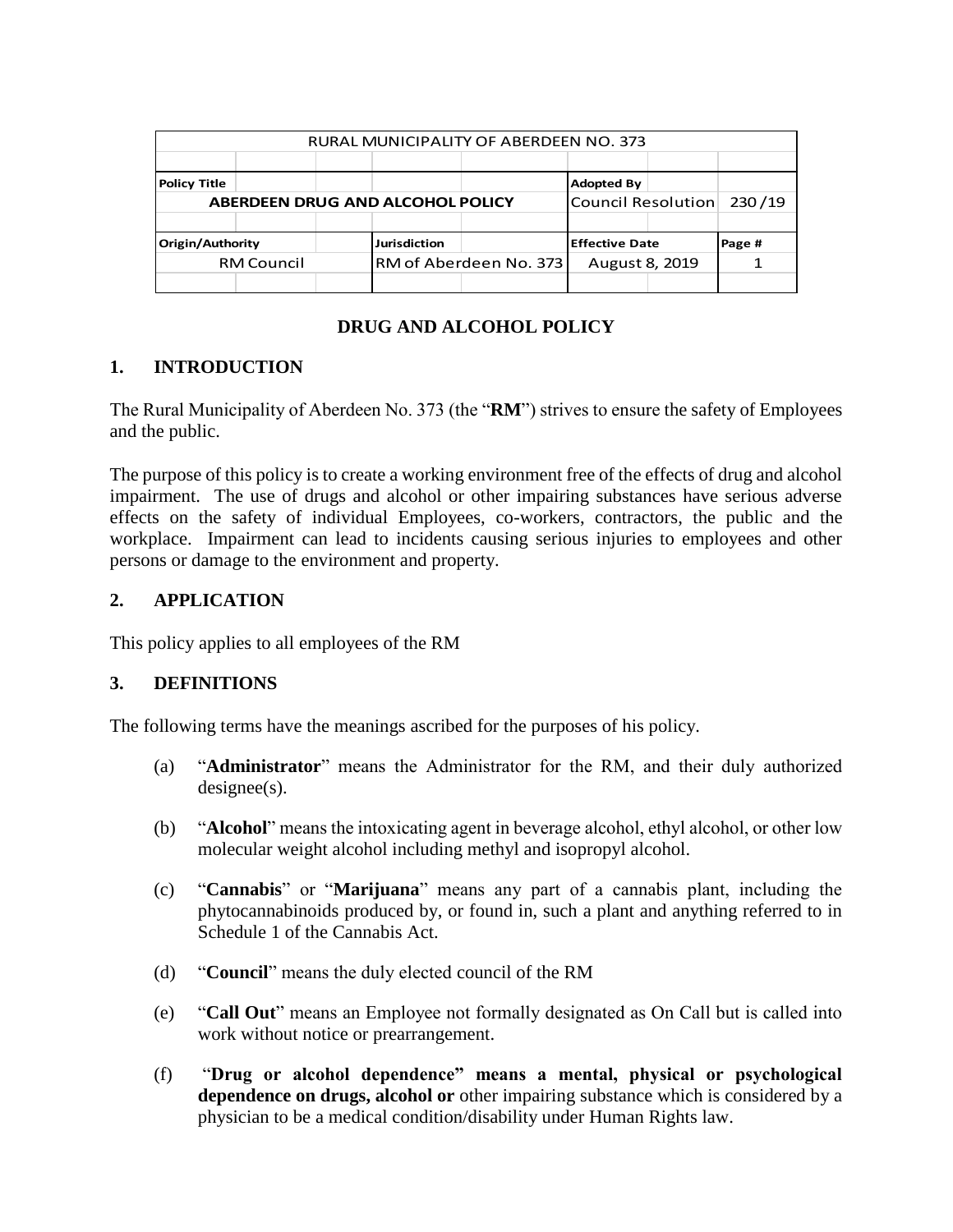| RURAL MUNICIPALITY OF ABERDEEN NO. 373 | | |
|---|---|---|
| **Policy Title** | **Adopted By** | |
| **ABERDEEN DRUG AND ALCOHOL POLICY** | Council Resolution | 230/19 |
| **Origin/Authority** | **Jurisdiction** | **Effective Date** | **Page #** |

| Origin/Authority | Jurisdiction | Effective Date | Page # |
|---|---|---|---|
| RM Council | RM of Aberdeen No. 373 | August 8, 2019 | 1 |

# DRUG AND ALCOHOL POLICY

## 1. INTRODUCTION

The Rural Municipality of Aberdeen No. 373 (the "**RM**") strives to ensure the safety of Employees and the public.

The purpose of this policy is to create a working environment free of the effects of drug and alcohol impairment. The use of drugs and alcohol or other impairing substances have serious adverse effects on the safety of individual Employees, co-workers, contractors, the public and the workplace. Impairment can lead to incidents causing serious injuries to employees and other persons or damage to the environment and property.

## 2. APPLICATION

This policy applies to all employees of the RM

## 3. DEFINITIONS

The following terms have the meanings ascribed for the purposes of his policy.

(a) "**Administrator**" means the Administrator for the RM, and their duly authorized designee(s).

(b) "**Alcohol**" means the intoxicating agent in beverage alcohol, ethyl alcohol, or other low molecular weight alcohol including methyl and isopropyl alcohol.

(c) "**Cannabis**" or "**Marijuana**" means any part of a cannabis plant, including the phytocannabinoids produced by, or found in, such a plant and anything referred to in Schedule 1 of the Cannabis Act.

(d) "**Council**" means the duly elected council of the RM

(e) "**Call Out**" means an Employee not formally designated as On Call but is called into work without notice or prearrangement.

(f) "**Drug or alcohol dependence" means a mental, physical or psychological dependence on drugs, alcohol or** other impairing substance which is considered by a physician to be a medical condition/disability under Human Rights law.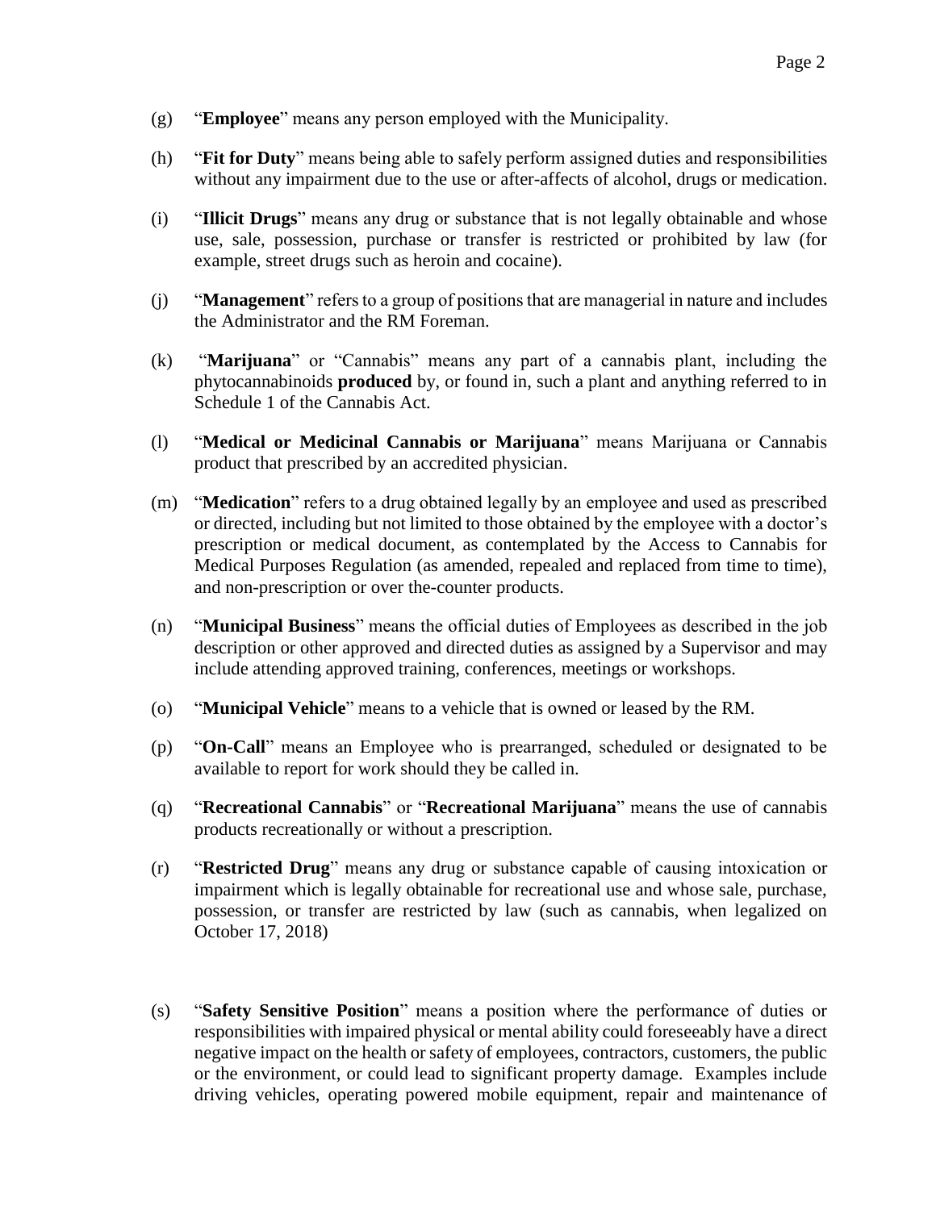(g) "**Employee**" means any person employed with the Municipality.

(h) "**Fit for Duty**" means being able to safely perform assigned duties and responsibilities without any impairment due to the use or after-affects of alcohol, drugs or medication.

(i) "**Illicit Drugs**" means any drug or substance that is not legally obtainable and whose use, sale, possession, purchase or transfer is restricted or prohibited by law (for example, street drugs such as heroin and cocaine).

(j) "**Management**" refers to a group of positions that are managerial in nature and includes the Administrator and the RM Foreman.

(k) "**Marijuana**" or "Cannabis" means any part of a cannabis plant, including the phytocannabinoids **produced** by, or found in, such a plant and anything referred to in Schedule 1 of the Cannabis Act.

(l) "**Medical or Medicinal Cannabis or Marijuana**" means Marijuana or Cannabis product that prescribed by an accredited physician.

(m) "**Medication**" refers to a drug obtained legally by an employee and used as prescribed or directed, including but not limited to those obtained by the employee with a doctor's prescription or medical document, as contemplated by the Access to Cannabis for Medical Purposes Regulation (as amended, repealed and replaced from time to time), and non-prescription or over the-counter products.

(n) "**Municipal Business**" means the official duties of Employees as described in the job description or other approved and directed duties as assigned by a Supervisor and may include attending approved training, conferences, meetings or workshops.

(o) "**Municipal Vehicle**" means to a vehicle that is owned or leased by the RM.

(p) "**On-Call**" means an Employee who is prearranged, scheduled or designated to be available to report for work should they be called in.

(q) "**Recreational Cannabis**" or "**Recreational Marijuana**" means the use of cannabis products recreationally or without a prescription.

(r) "**Restricted Drug**" means any drug or substance capable of causing intoxication or impairment which is legally obtainable for recreational use and whose sale, purchase, possession, or transfer are restricted by law (such as cannabis, when legalized on October 17, 2018)

(s) "**Safety Sensitive Position**" means a position where the performance of duties or responsibilities with impaired physical or mental ability could foreseeably have a direct negative impact on the health or safety of employees, contractors, customers, the public or the environment, or could lead to significant property damage. Examples include driving vehicles, operating powered mobile equipment, repair and maintenance of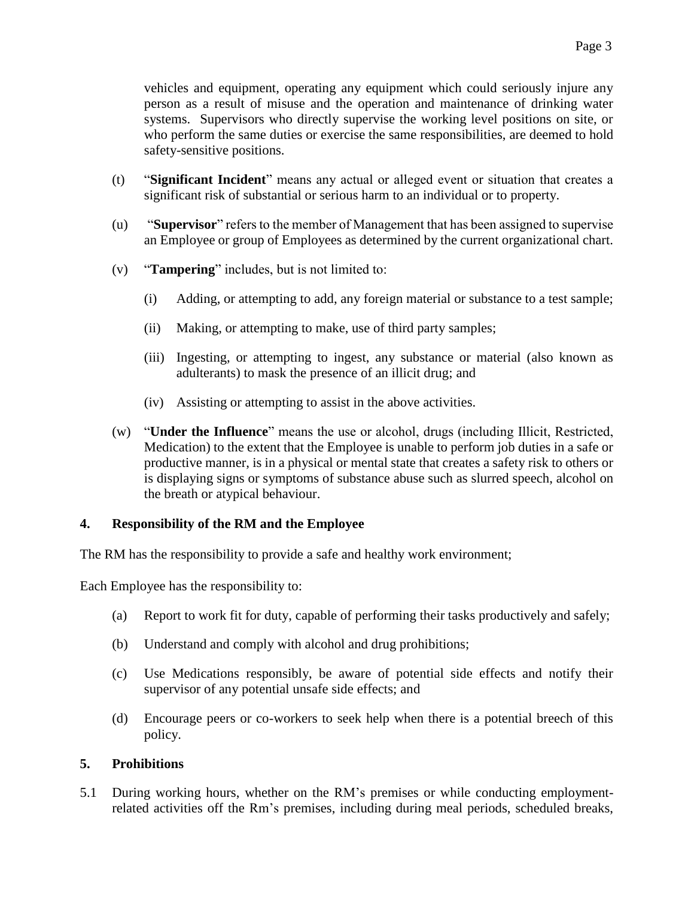vehicles and equipment, operating any equipment which could seriously injure any person as a result of misuse and the operation and maintenance of drinking water systems. Supervisors who directly supervise the working level positions on site, or who perform the same duties or exercise the same responsibilities, are deemed to hold safety-sensitive positions.

(t) "**Significant Incident**" means any actual or alleged event or situation that creates a significant risk of substantial or serious harm to an individual or to property.

(u) "**Supervisor**" refers to the member of Management that has been assigned to supervise an Employee or group of Employees as determined by the current organizational chart.

(v) "**Tampering**" includes, but is not limited to:

(i) Adding, or attempting to add, any foreign material or substance to a test sample;

(ii) Making, or attempting to make, use of third party samples;

(iii) Ingesting, or attempting to ingest, any substance or material (also known as adulterants) to mask the presence of an illicit drug; and

(iv) Assisting or attempting to assist in the above activities.

(w) "**Under the Influence**" means the use or alcohol, drugs (including Illicit, Restricted, Medication) to the extent that the Employee is unable to perform job duties in a safe or productive manner, is in a physical or mental state that creates a safety risk to others or is displaying signs or symptoms of substance abuse such as slurred speech, alcohol on the breath or atypical behaviour.

## 4. Responsibility of the RM and the Employee

The RM has the responsibility to provide a safe and healthy work environment;

Each Employee has the responsibility to:

(a) Report to work fit for duty, capable of performing their tasks productively and safely;

(b) Understand and comply with alcohol and drug prohibitions;

(c) Use Medications responsibly, be aware of potential side effects and notify their supervisor of any potential unsafe side effects; and

(d) Encourage peers or co-workers to seek help when there is a potential breech of this policy.

## 5. Prohibitions

5.1 During working hours, whether on the RM's premises or while conducting employment-related activities off the Rm's premises, including during meal periods, scheduled breaks,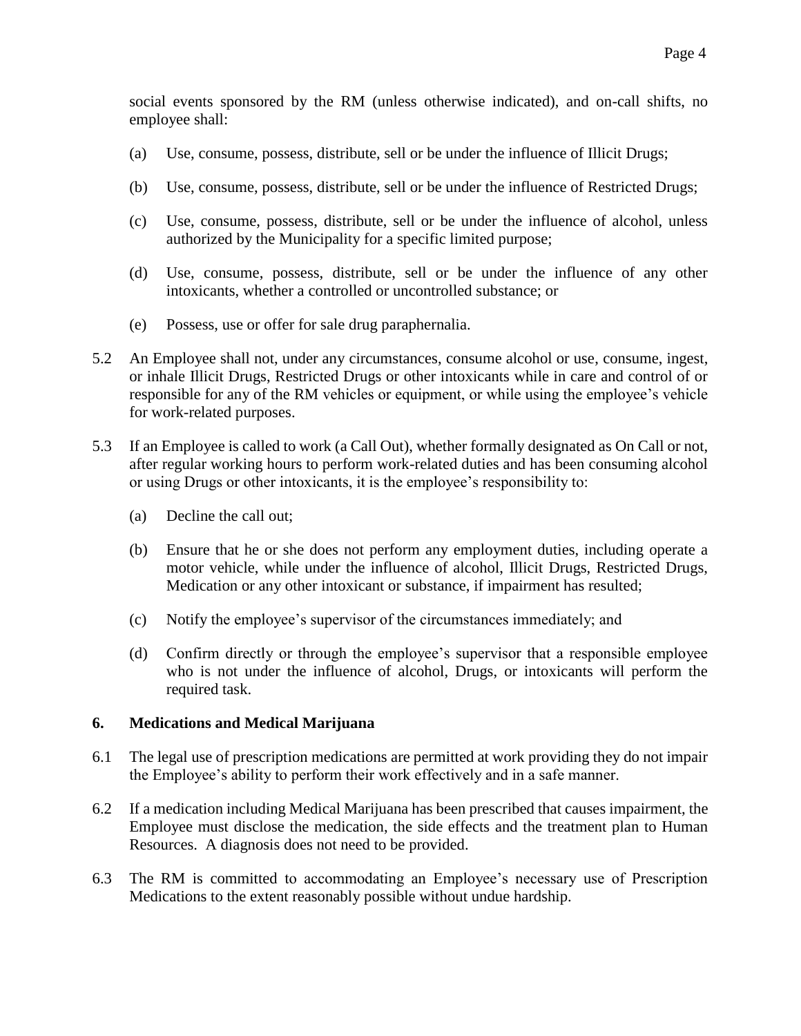social events sponsored by the RM (unless otherwise indicated), and on-call shifts, no employee shall:

(a) Use, consume, possess, distribute, sell or be under the influence of Illicit Drugs;

(b) Use, consume, possess, distribute, sell or be under the influence of Restricted Drugs;

(c) Use, consume, possess, distribute, sell or be under the influence of alcohol, unless authorized by the Municipality for a specific limited purpose;

(d) Use, consume, possess, distribute, sell or be under the influence of any other intoxicants, whether a controlled or uncontrolled substance; or

(e) Possess, use or offer for sale drug paraphernalia.

5.2 An Employee shall not, under any circumstances, consume alcohol or use, consume, ingest, or inhale Illicit Drugs, Restricted Drugs or other intoxicants while in care and control of or responsible for any of the RM vehicles or equipment, or while using the employee's vehicle for work-related purposes.

5.3 If an Employee is called to work (a Call Out), whether formally designated as On Call or not, after regular working hours to perform work-related duties and has been consuming alcohol or using Drugs or other intoxicants, it is the employee's responsibility to:

(a) Decline the call out;

(b) Ensure that he or she does not perform any employment duties, including operate a motor vehicle, while under the influence of alcohol, Illicit Drugs, Restricted Drugs, Medication or any other intoxicant or substance, if impairment has resulted;

(c) Notify the employee's supervisor of the circumstances immediately; and

(d) Confirm directly or through the employee's supervisor that a responsible employee who is not under the influence of alcohol, Drugs, or intoxicants will perform the required task.

## 6. Medications and Medical Marijuana

6.1 The legal use of prescription medications are permitted at work providing they do not impair the Employee's ability to perform their work effectively and in a safe manner.

6.2 If a medication including Medical Marijuana has been prescribed that causes impairment, the Employee must disclose the medication, the side effects and the treatment plan to Human Resources. A diagnosis does not need to be provided.

6.3 The RM is committed to accommodating an Employee's necessary use of Prescription Medications to the extent reasonably possible without undue hardship.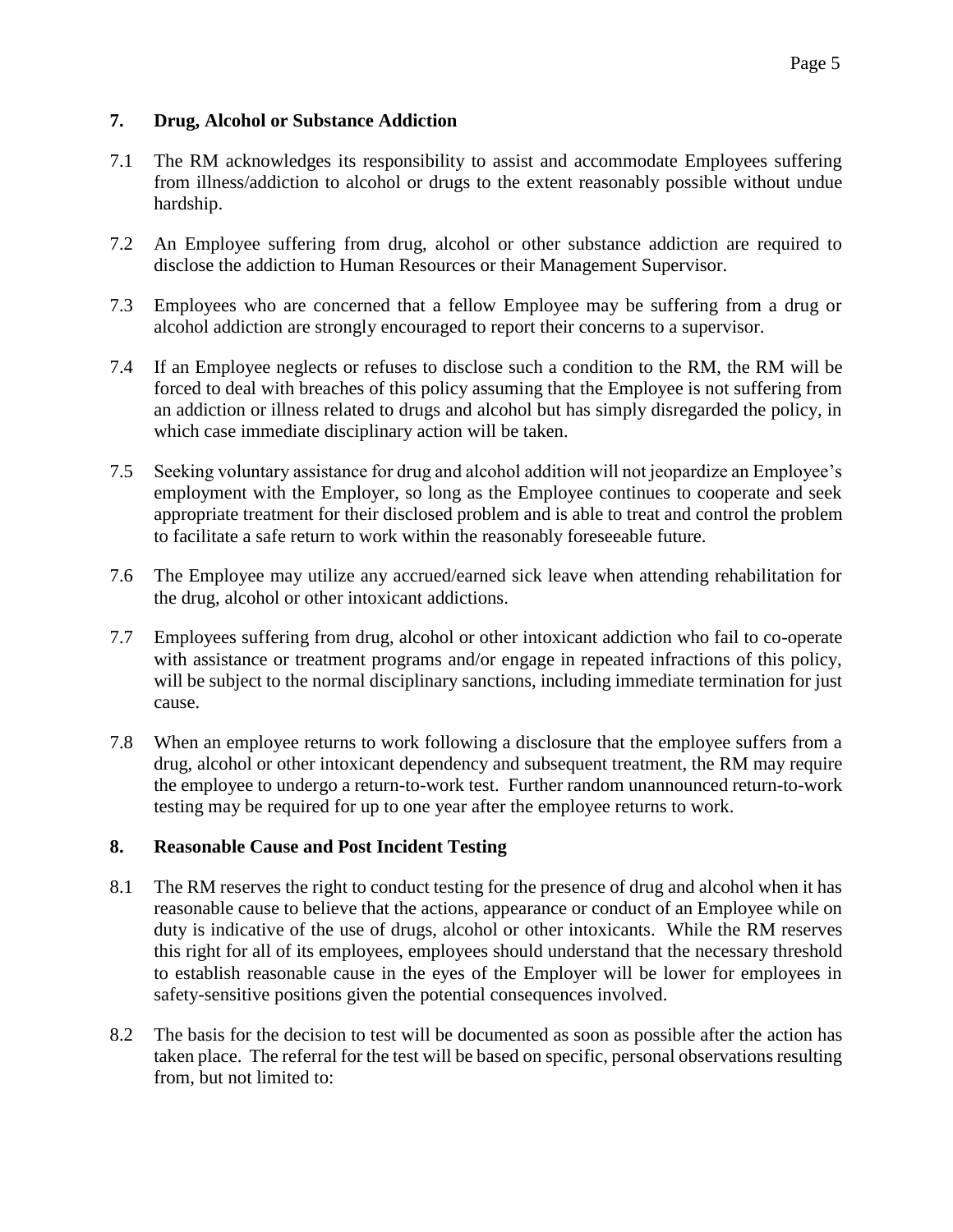## 7. Drug, Alcohol or Substance Addiction

7.1 The RM acknowledges its responsibility to assist and accommodate Employees suffering from illness/addiction to alcohol or drugs to the extent reasonably possible without undue hardship.

7.2 An Employee suffering from drug, alcohol or other substance addiction are required to disclose the addiction to Human Resources or their Management Supervisor.

7.3 Employees who are concerned that a fellow Employee may be suffering from a drug or alcohol addiction are strongly encouraged to report their concerns to a supervisor.

7.4 If an Employee neglects or refuses to disclose such a condition to the RM, the RM will be forced to deal with breaches of this policy assuming that the Employee is not suffering from an addiction or illness related to drugs and alcohol but has simply disregarded the policy, in which case immediate disciplinary action will be taken.

7.5 Seeking voluntary assistance for drug and alcohol addition will not jeopardize an Employee's employment with the Employer, so long as the Employee continues to cooperate and seek appropriate treatment for their disclosed problem and is able to treat and control the problem to facilitate a safe return to work within the reasonably foreseeable future.

7.6 The Employee may utilize any accrued/earned sick leave when attending rehabilitation for the drug, alcohol or other intoxicant addictions.

7.7 Employees suffering from drug, alcohol or other intoxicant addiction who fail to co-operate with assistance or treatment programs and/or engage in repeated infractions of this policy, will be subject to the normal disciplinary sanctions, including immediate termination for just cause.

7.8 When an employee returns to work following a disclosure that the employee suffers from a drug, alcohol or other intoxicant dependency and subsequent treatment, the RM may require the employee to undergo a return-to-work test. Further random unannounced return-to-work testing may be required for up to one year after the employee returns to work.

## 8. Reasonable Cause and Post Incident Testing

8.1 The RM reserves the right to conduct testing for the presence of drug and alcohol when it has reasonable cause to believe that the actions, appearance or conduct of an Employee while on duty is indicative of the use of drugs, alcohol or other intoxicants. While the RM reserves this right for all of its employees, employees should understand that the necessary threshold to establish reasonable cause in the eyes of the Employer will be lower for employees in safety-sensitive positions given the potential consequences involved.

8.2 The basis for the decision to test will be documented as soon as possible after the action has taken place. The referral for the test will be based on specific, personal observations resulting from, but not limited to: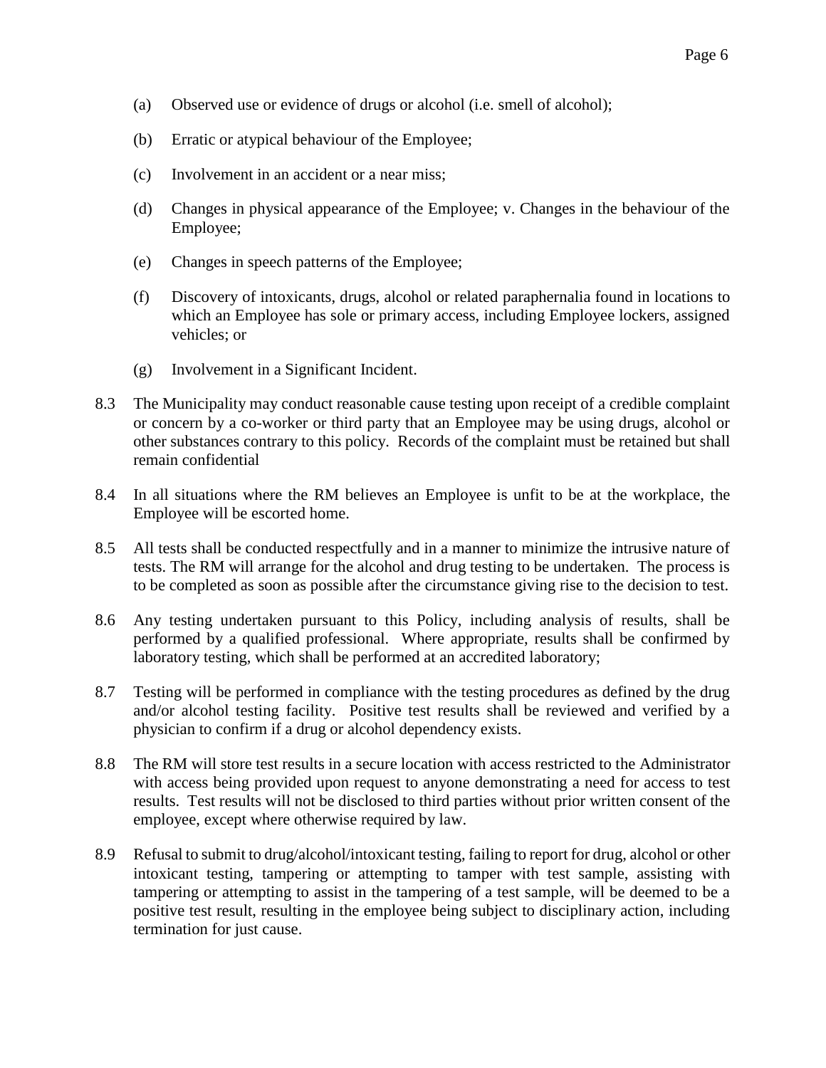(a) Observed use or evidence of drugs or alcohol (i.e. smell of alcohol);

(b) Erratic or atypical behaviour of the Employee;

(c) Involvement in an accident or a near miss;

(d) Changes in physical appearance of the Employee; v. Changes in the behaviour of the Employee;

(e) Changes in speech patterns of the Employee;

(f) Discovery of intoxicants, drugs, alcohol or related paraphernalia found in locations to which an Employee has sole or primary access, including Employee lockers, assigned vehicles; or

(g) Involvement in a Significant Incident.

8.3 The Municipality may conduct reasonable cause testing upon receipt of a credible complaint or concern by a co-worker or third party that an Employee may be using drugs, alcohol or other substances contrary to this policy. Records of the complaint must be retained but shall remain confidential

8.4 In all situations where the RM believes an Employee is unfit to be at the workplace, the Employee will be escorted home.

8.5 All tests shall be conducted respectfully and in a manner to minimize the intrusive nature of tests. The RM will arrange for the alcohol and drug testing to be undertaken. The process is to be completed as soon as possible after the circumstance giving rise to the decision to test.

8.6 Any testing undertaken pursuant to this Policy, including analysis of results, shall be performed by a qualified professional. Where appropriate, results shall be confirmed by laboratory testing, which shall be performed at an accredited laboratory;

8.7 Testing will be performed in compliance with the testing procedures as defined by the drug and/or alcohol testing facility. Positive test results shall be reviewed and verified by a physician to confirm if a drug or alcohol dependency exists.

8.8 The RM will store test results in a secure location with access restricted to the Administrator with access being provided upon request to anyone demonstrating a need for access to test results. Test results will not be disclosed to third parties without prior written consent of the employee, except where otherwise required by law.

8.9 Refusal to submit to drug/alcohol/intoxicant testing, failing to report for drug, alcohol or other intoxicant testing, tampering or attempting to tamper with test sample, assisting with tampering or attempting to assist in the tampering of a test sample, will be deemed to be a positive test result, resulting in the employee being subject to disciplinary action, including termination for just cause.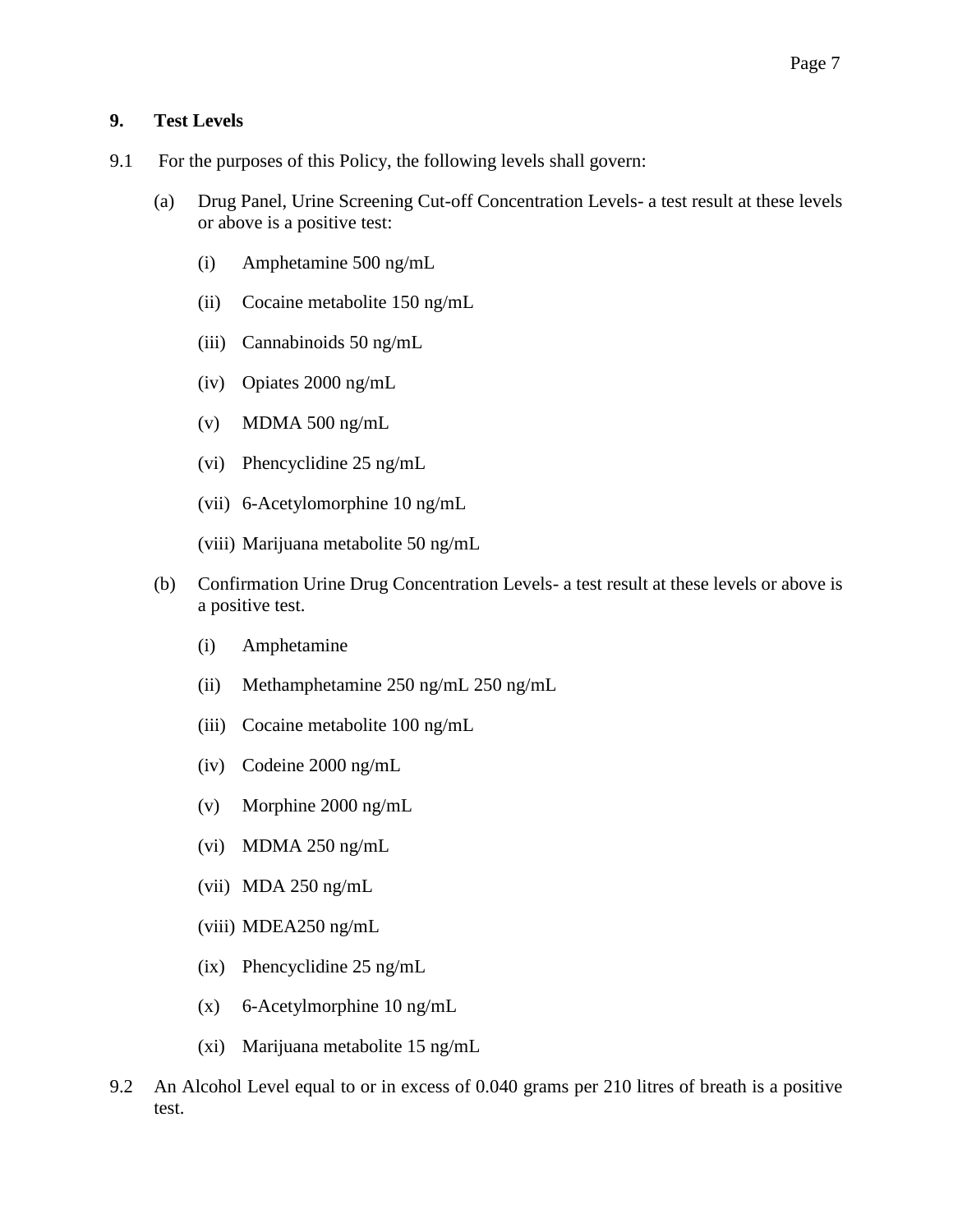## 9. Test Levels

9.1 For the purposes of this Policy, the following levels shall govern:

(a) Drug Panel, Urine Screening Cut-off Concentration Levels- a test result at these levels or above is a positive test:

(i) Amphetamine 500 ng/mL

(ii) Cocaine metabolite 150 ng/mL

(iii) Cannabinoids 50 ng/mL

(iv) Opiates 2000 ng/mL

(v) MDMA 500 ng/mL

(vi) Phencyclidine 25 ng/mL

(vii) 6-Acetylomorphine 10 ng/mL

(viii) Marijuana metabolite 50 ng/mL

(b) Confirmation Urine Drug Concentration Levels- a test result at these levels or above is a positive test.

(i) Amphetamine

(ii) Methamphetamine 250 ng/mL 250 ng/mL

(iii) Cocaine metabolite 100 ng/mL

(iv) Codeine 2000 ng/mL

(v) Morphine 2000 ng/mL

(vi) MDMA 250 ng/mL

(vii) MDA 250 ng/mL

(viii) MDEA250 ng/mL

(ix) Phencyclidine 25 ng/mL

(x) 6-Acetylmorphine 10 ng/mL

(xi) Marijuana metabolite 15 ng/mL

9.2 An Alcohol Level equal to or in excess of 0.040 grams per 210 litres of breath is a positive test.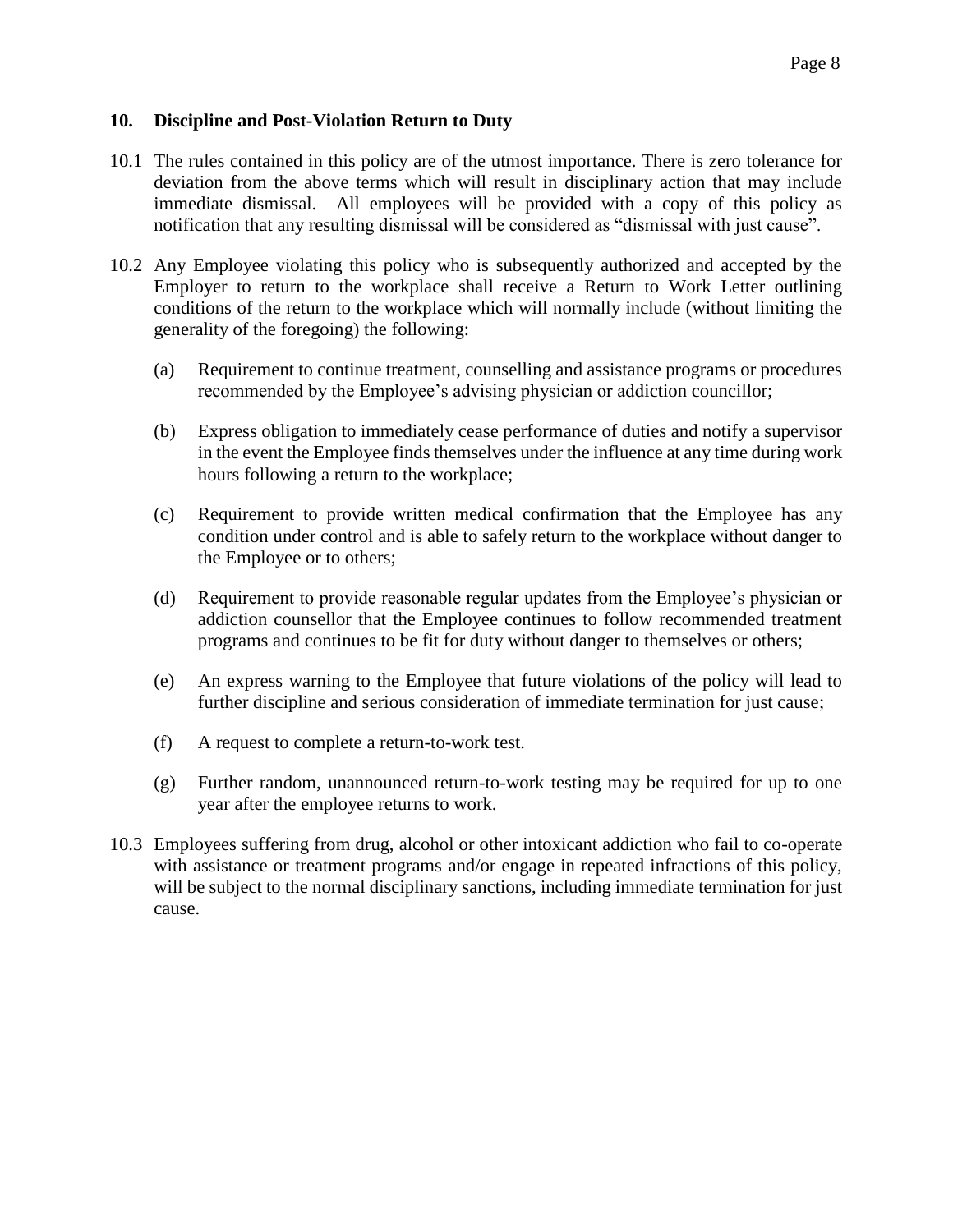## 10. Discipline and Post-Violation Return to Duty

10.1 The rules contained in this policy are of the utmost importance. There is zero tolerance for deviation from the above terms which will result in disciplinary action that may include immediate dismissal. All employees will be provided with a copy of this policy as notification that any resulting dismissal will be considered as "dismissal with just cause".

10.2 Any Employee violating this policy who is subsequently authorized and accepted by the Employer to return to the workplace shall receive a Return to Work Letter outlining conditions of the return to the workplace which will normally include (without limiting the generality of the foregoing) the following:

- (a) Requirement to continue treatment, counselling and assistance programs or procedures recommended by the Employee's advising physician or addiction councillor;
- (b) Express obligation to immediately cease performance of duties and notify a supervisor in the event the Employee finds themselves under the influence at any time during work hours following a return to the workplace;
- (c) Requirement to provide written medical confirmation that the Employee has any condition under control and is able to safely return to the workplace without danger to the Employee or to others;
- (d) Requirement to provide reasonable regular updates from the Employee's physician or addiction counsellor that the Employee continues to follow recommended treatment programs and continues to be fit for duty without danger to themselves or others;
- (e) An express warning to the Employee that future violations of the policy will lead to further discipline and serious consideration of immediate termination for just cause;
- (f) A request to complete a return-to-work test.
- (g) Further random, unannounced return-to-work testing may be required for up to one year after the employee returns to work.

10.3 Employees suffering from drug, alcohol or other intoxicant addiction who fail to co-operate with assistance or treatment programs and/or engage in repeated infractions of this policy, will be subject to the normal disciplinary sanctions, including immediate termination for just cause.